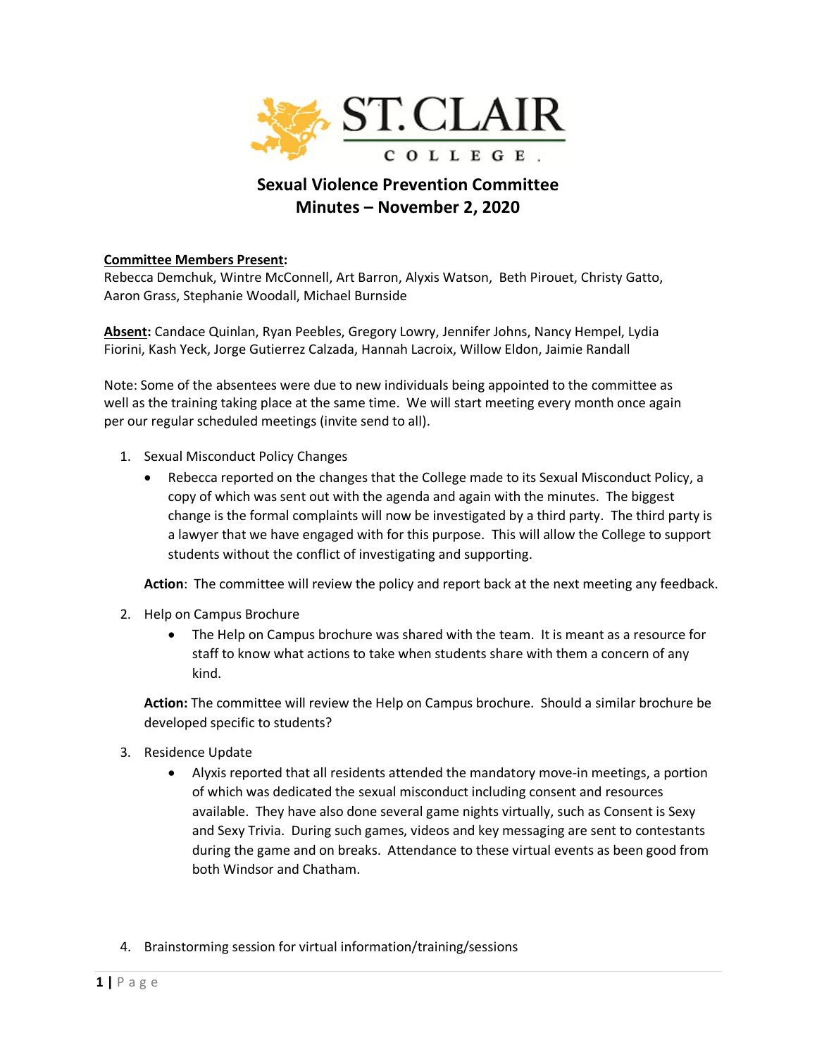ST. CLAIR COLLEGE.

# Sexual Violence Prevention Committee
## Minutes – November 2, 2020

**Committee Members Present:**
Rebecca Demchuk, Wintre McConnell, Art Barron, Alyxis Watson, Beth Pirouet, Christy Gatto, Aaron Grass, Stephanie Woodall, Michael Burnside

**Absent:** Candace Quinlan, Ryan Peebles, Gregory Lowry, Jennifer Johns, Nancy Hempel, Lydia Fiorini, Kash Yeck, Jorge Gutierrez Calzada, Hannah Lacroix, Willow Eldon, Jaimie Randall

Note: Some of the absentees were due to new individuals being appointed to the committee as well as the training taking place at the same time. We will start meeting every month once again per our regular scheduled meetings (invite send to all).

1. Sexual Misconduct Policy Changes
   - Rebecca reported on the changes that the College made to its Sexual Misconduct Policy, a copy of which was sent out with the agenda and again with the minutes. The biggest change is the formal complaints will now be investigated by a third party. The third party is a lawyer that we have engaged with for this purpose. This will allow the College to support students without the conflict of investigating and supporting.

   **Action**: The committee will review the policy and report back at the next meeting any feedback.

2. Help on Campus Brochure
   - The Help on Campus brochure was shared with the team. It is meant as a resource for staff to know what actions to take when students share with them a concern of any kind.

   **Action:** The committee will review the Help on Campus brochure. Should a similar brochure be developed specific to students?

3. Residence Update
   - Alyxis reported that all residents attended the mandatory move-in meetings, a portion of which was dedicated the sexual misconduct including consent and resources available. They have also done several game nights virtually, such as Consent is Sexy and Sexy Trivia. During such games, videos and key messaging are sent to contestants during the game and on breaks. Attendance to these virtual events as been good from both Windsor and Chatham.

4. Brainstorming session for virtual information/training/sessions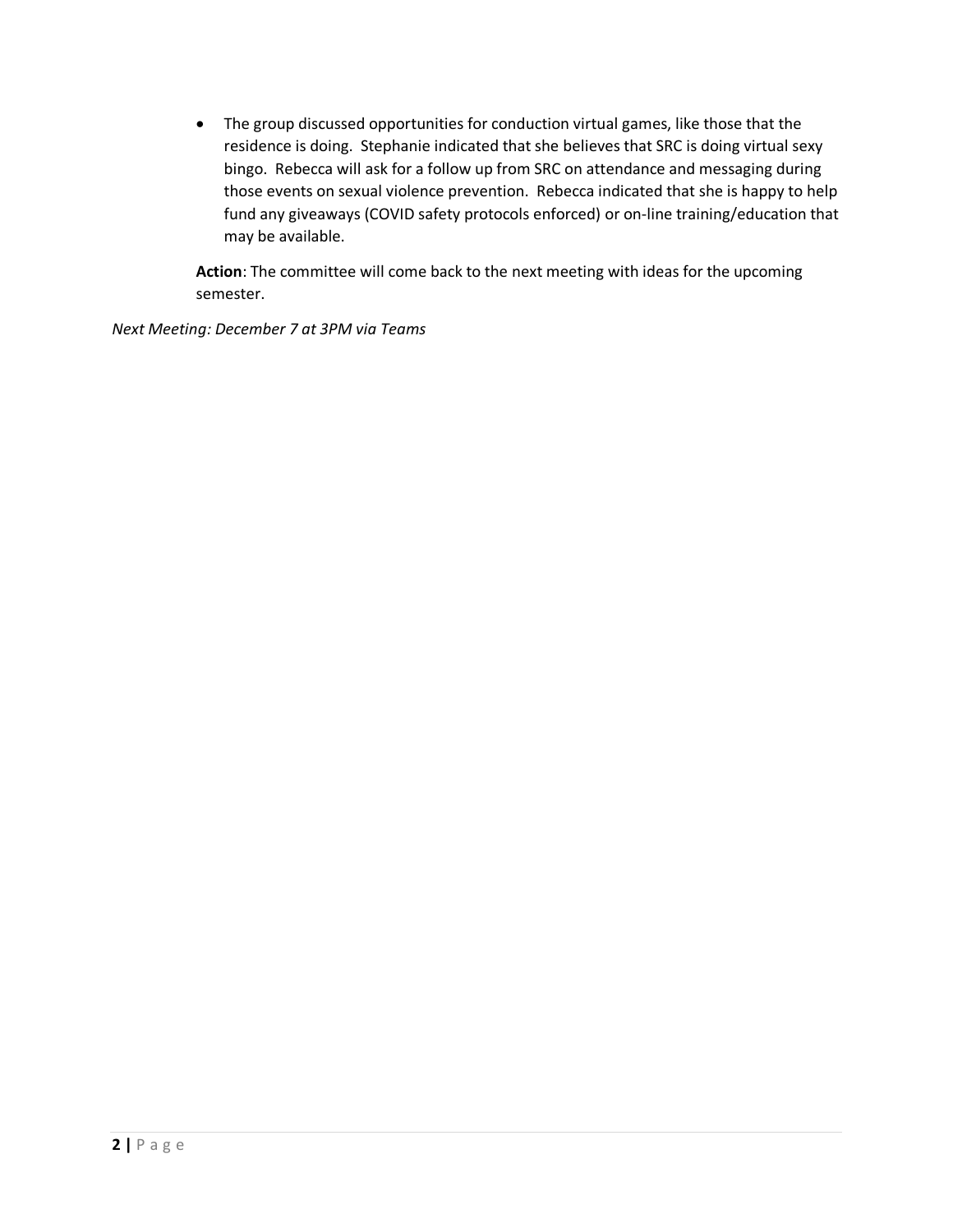- The group discussed opportunities for conduction virtual games, like those that the residence is doing. Stephanie indicated that she believes that SRC is doing virtual sexy bingo. Rebecca will ask for a follow up from SRC on attendance and messaging during those events on sexual violence prevention. Rebecca indicated that she is happy to help fund any giveaways (COVID safety protocols enforced) or on-line training/education that may be available.

**Action**: The committee will come back to the next meeting with ideas for the upcoming semester.

*Next Meeting: December 7 at 3PM via Teams*